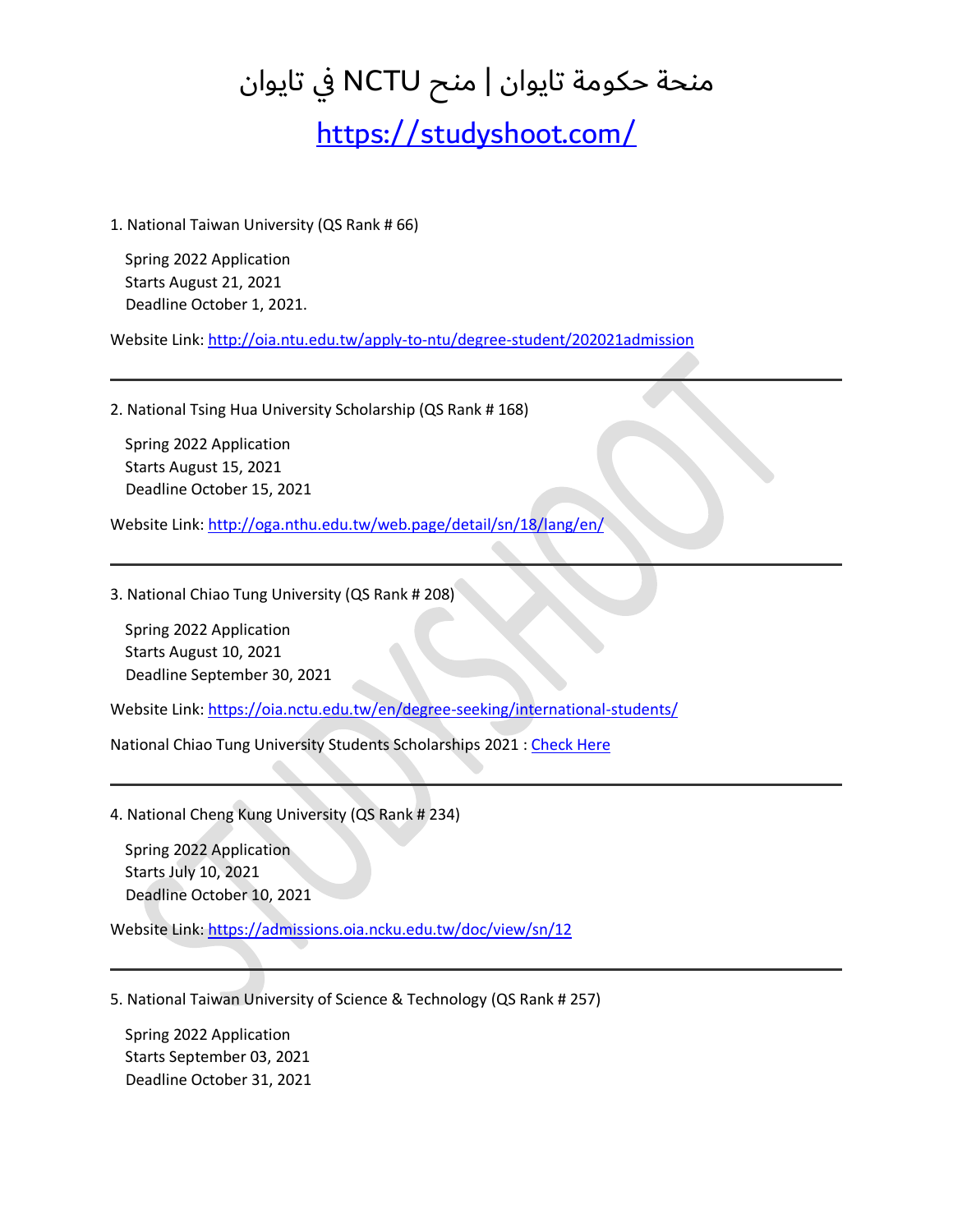# منحة حكومة تايوان | منح NCTU في تايوان

https://studyshoot.com/

1. National Taiwan University (QS Rank # 66)

   Spring 2022 Application
   Starts August 21, 2021
   Deadline October 1, 2021.

Website Link: http://oia.ntu.edu.tw/apply-to-ntu/degree-student/202021admission

---

2. National Tsing Hua University Scholarship (QS Rank # 168)

   Spring 2022 Application
   Starts August 15, 2021
   Deadline October 15, 2021

Website Link: http://oga.nthu.edu.tw/web.page/detail/sn/18/lang/en/

---

3. National Chiao Tung University (QS Rank # 208)

   Spring 2022 Application
   Starts August 10, 2021
   Deadline September 30, 2021

Website Link: https://oia.nctu.edu.tw/en/degree-seeking/international-students/

National Chiao Tung University Students Scholarships 2021 : Check Here

---

4. National Cheng Kung University (QS Rank # 234)

   Spring 2022 Application
   Starts July 10, 2021
   Deadline October 10, 2021

Website Link: https://admissions.oia.ncku.edu.tw/doc/view/sn/12

---

5. National Taiwan University of Science & Technology (QS Rank # 257)

   Spring 2022 Application
   Starts September 03, 2021
   Deadline October 31, 2021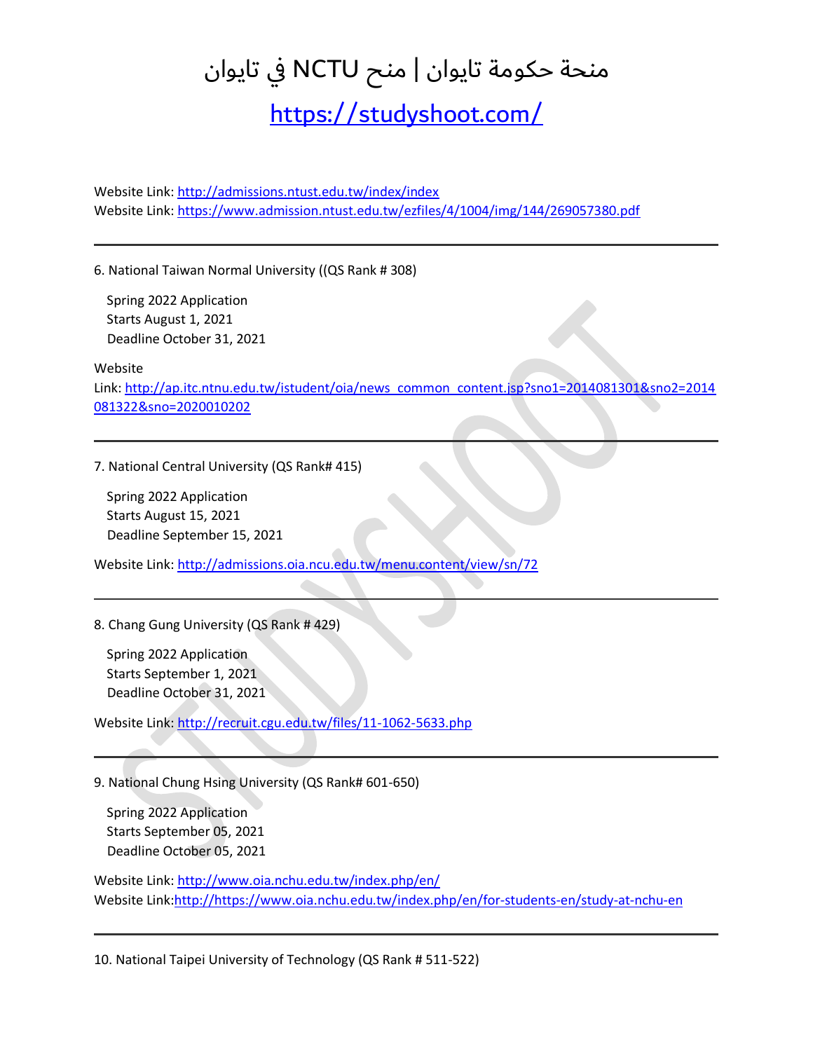# منحة حكومة تايوان | منح NCTU في تايوان

## https://studyshoot.com/

Website Link: http://admissions.ntust.edu.tw/index/index
Website Link: https://www.admission.ntust.edu.tw/ezfiles/4/1004/img/144/269057380.pdf

---

6. National Taiwan Normal University ((QS Rank # 308)

   Spring 2022 Application
   Starts August 1, 2021
   Deadline October 31, 2021

Website Link: http://ap.itc.ntnu.edu.tw/istudent/oia/news_common_content.jsp?sno1=2014081301&sno2=2014081322&sno=2020010202

---

7. National Central University (QS Rank# 415)

   Spring 2022 Application
   Starts August 15, 2021
   Deadline September 15, 2021

Website Link: http://admissions.oia.ncu.edu.tw/menu.content/view/sn/72

---

8. Chang Gung University (QS Rank # 429)

   Spring 2022 Application
   Starts September 1, 2021
   Deadline October 31, 2021

Website Link: http://recruit.cgu.edu.tw/files/11-1062-5633.php

---

9. National Chung Hsing University (QS Rank# 601-650)

   Spring 2022 Application
   Starts September 05, 2021
   Deadline October 05, 2021

Website Link: http://www.oia.nchu.edu.tw/index.php/en/
Website Link:http://https://www.oia.nchu.edu.tw/index.php/en/for-students-en/study-at-nchu-en

---

10. National Taipei University of Technology (QS Rank # 511-522)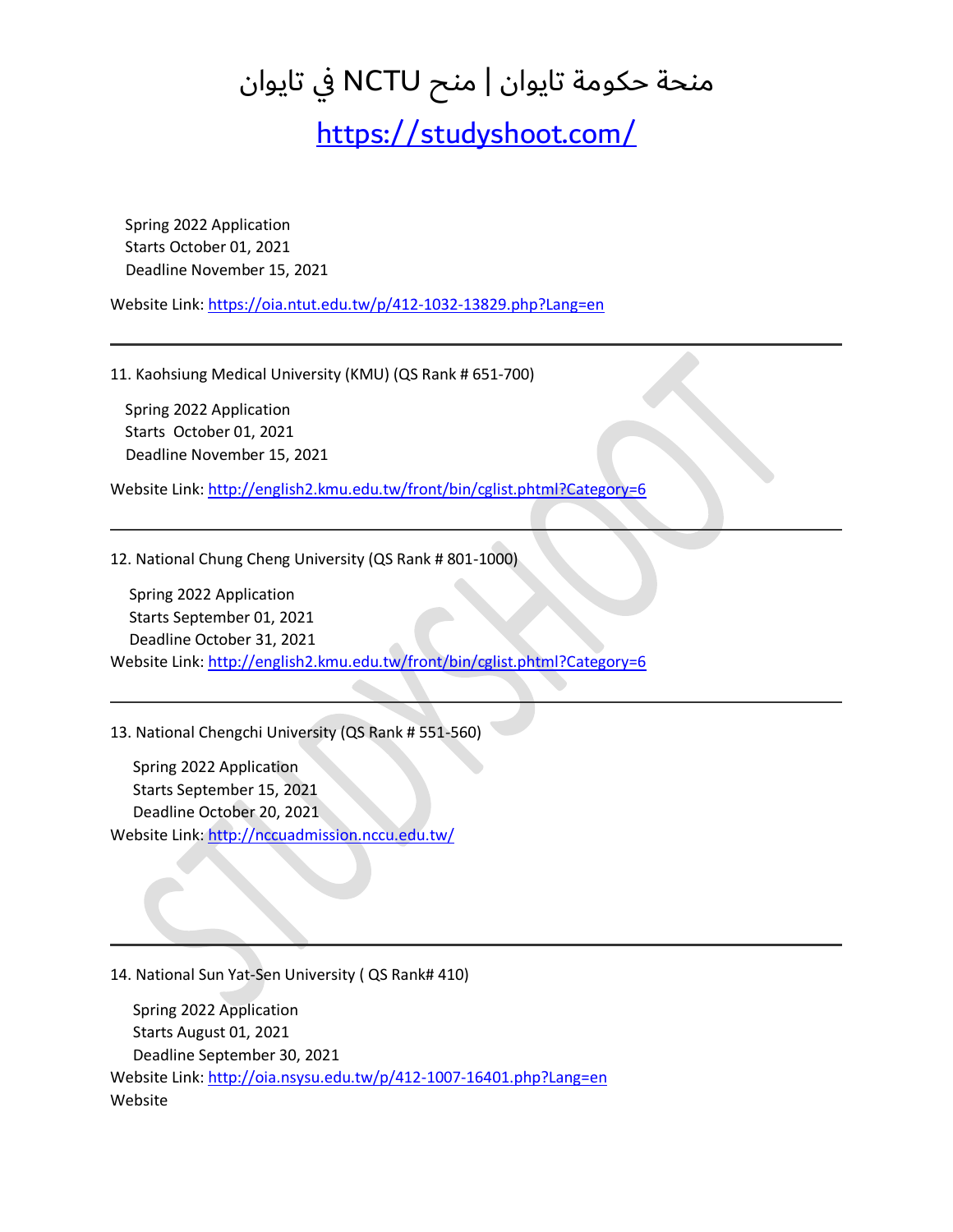Spring 2022 Application
Starts October 01, 2021
Deadline November 15, 2021

Website Link: https://oia.ntut.edu.tw/p/412-1032-13829.php?Lang=en

---

11. Kaohsiung Medical University (KMU) (QS Rank # 651-700)

Spring 2022 Application
Starts October 01, 2021
Deadline November 15, 2021

Website Link: http://english2.kmu.edu.tw/front/bin/cglist.phtml?Category=6

---

12. National Chung Cheng University (QS Rank # 801-1000)

Spring 2022 Application
Starts September 01, 2021
Deadline October 31, 2021
Website Link: http://english2.kmu.edu.tw/front/bin/cglist.phtml?Category=6

---

13. National Chengchi University (QS Rank # 551-560)

Spring 2022 Application
Starts September 15, 2021
Deadline October 20, 2021
Website Link: http://nccuadmission.nccu.edu.tw/

---

14. National Sun Yat-Sen University ( QS Rank# 410)

Spring 2022 Application
Starts August 01, 2021
Deadline September 30, 2021
Website Link: http://oia.nsysu.edu.tw/p/412-1007-16401.php?Lang=en
Website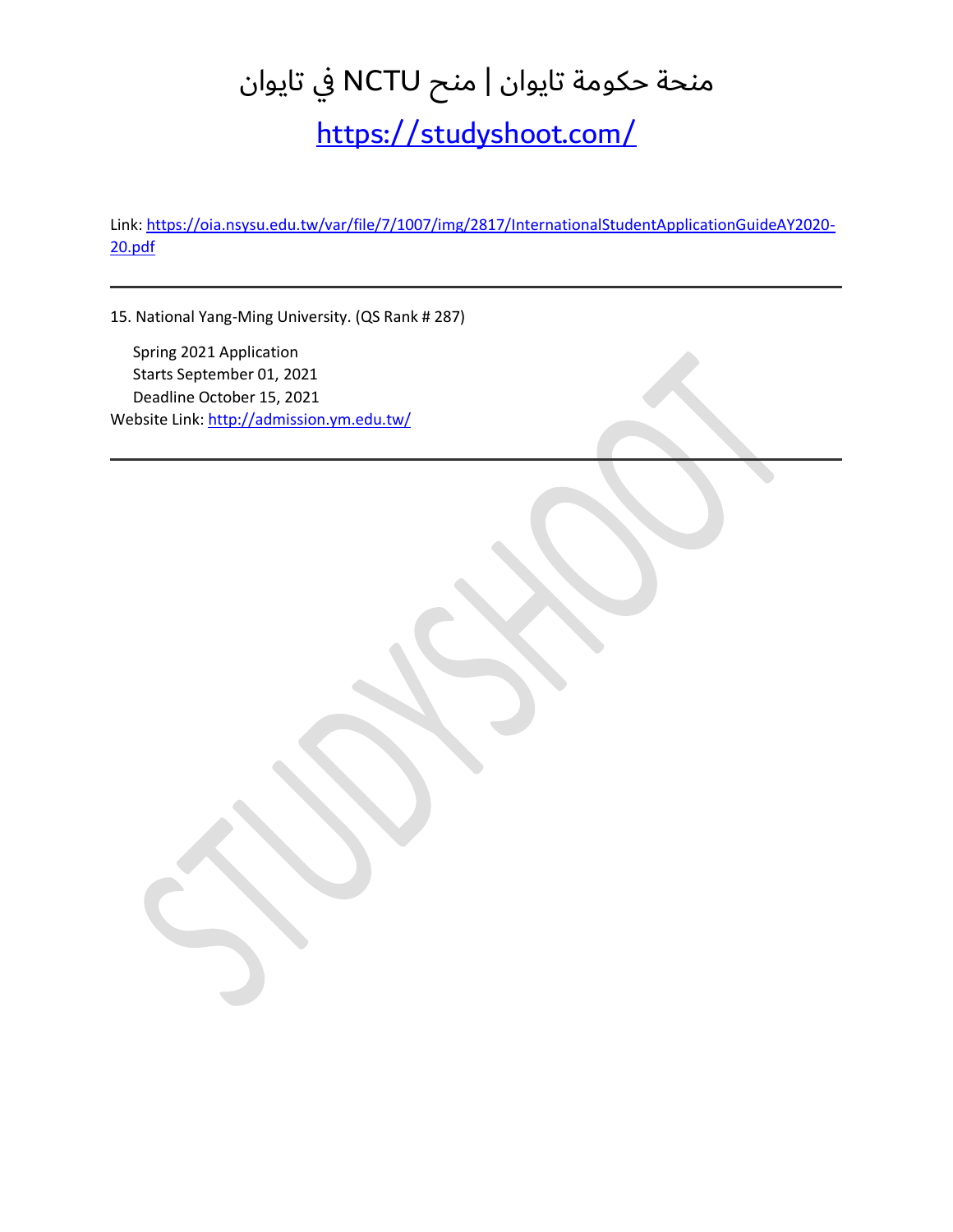# منحة حكومة تايوان | منح NCTU في تايوان

https://studyshoot.com/

Link: https://oia.nsysu.edu.tw/var/file/7/1007/img/2817/InternationalStudentApplicationGuideAY2020-20.pdf

---

15. National Yang-Ming University. (QS Rank # 287)

Spring 2021 Application
Starts September 01, 2021
Deadline October 15, 2021
Website Link: http://admission.ym.edu.tw/

---